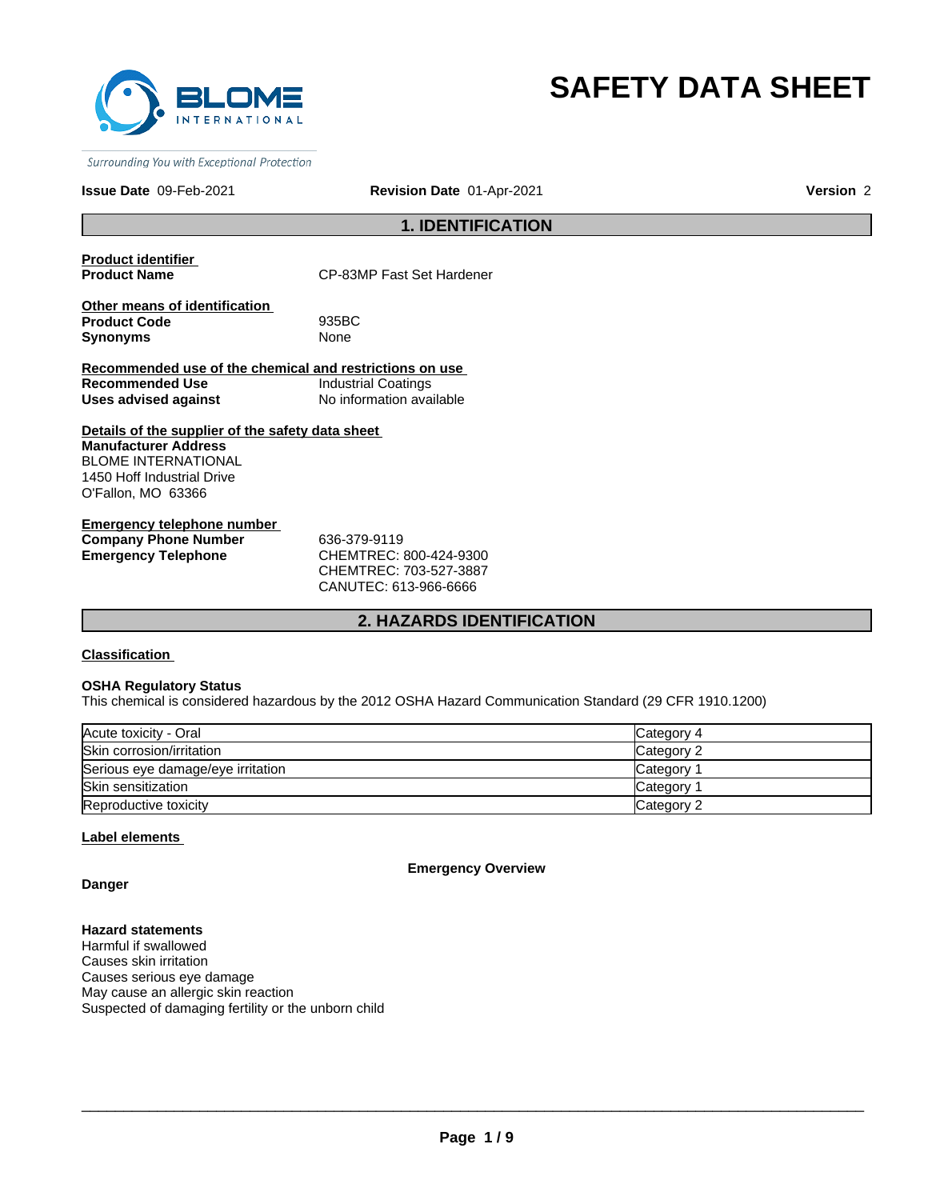# SAFETY DATA SHEET

BLOME INTERNATIONAL

*Surrounding You with Exceptional Protection*

**Issue Date** 09-Feb-2021 **Revision Date** 01-Apr-2021 **Version** 2

## 1. IDENTIFICATION

**Product identifier**

**Product Name** CP-83MP Fast Set Hardener

**Other means of identification**

**Product Code** 935BC
**Synonyms** None

**Recommended use of the chemical and restrictions on use**

**Recommended Use** Industrial Coatings
**Uses advised against** No information available

**Details of the supplier of the safety data sheet**

**Manufacturer Address**
BLOME INTERNATIONAL
1450 Hoff Industrial Drive
O'Fallon, MO 63366

**Emergency telephone number**

**Company Phone Number** 636-379-9119
**Emergency Telephone** CHEMTREC: 800-424-9300
CHEMTREC: 703-527-3887
CANUTEC: 613-966-6666

## 2. HAZARDS IDENTIFICATION

**Classification**

**OSHA Regulatory Status**
This chemical is considered hazardous by the 2012 OSHA Hazard Communication Standard (29 CFR 1910.1200)

| | |
|---|---|
| Acute toxicity - Oral | Category 4 |
| Skin corrosion/irritation | Category 2 |
| Serious eye damage/eye irritation | Category 1 |
| Skin sensitization | Category 1 |
| Reproductive toxicity | Category 2 |

**Label elements**

**Emergency Overview**

**Danger**

**Hazard statements**
Harmful if swallowed
Causes skin irritation
Causes serious eye damage
May cause an allergic skin reaction
Suspected of damaging fertility or the unborn child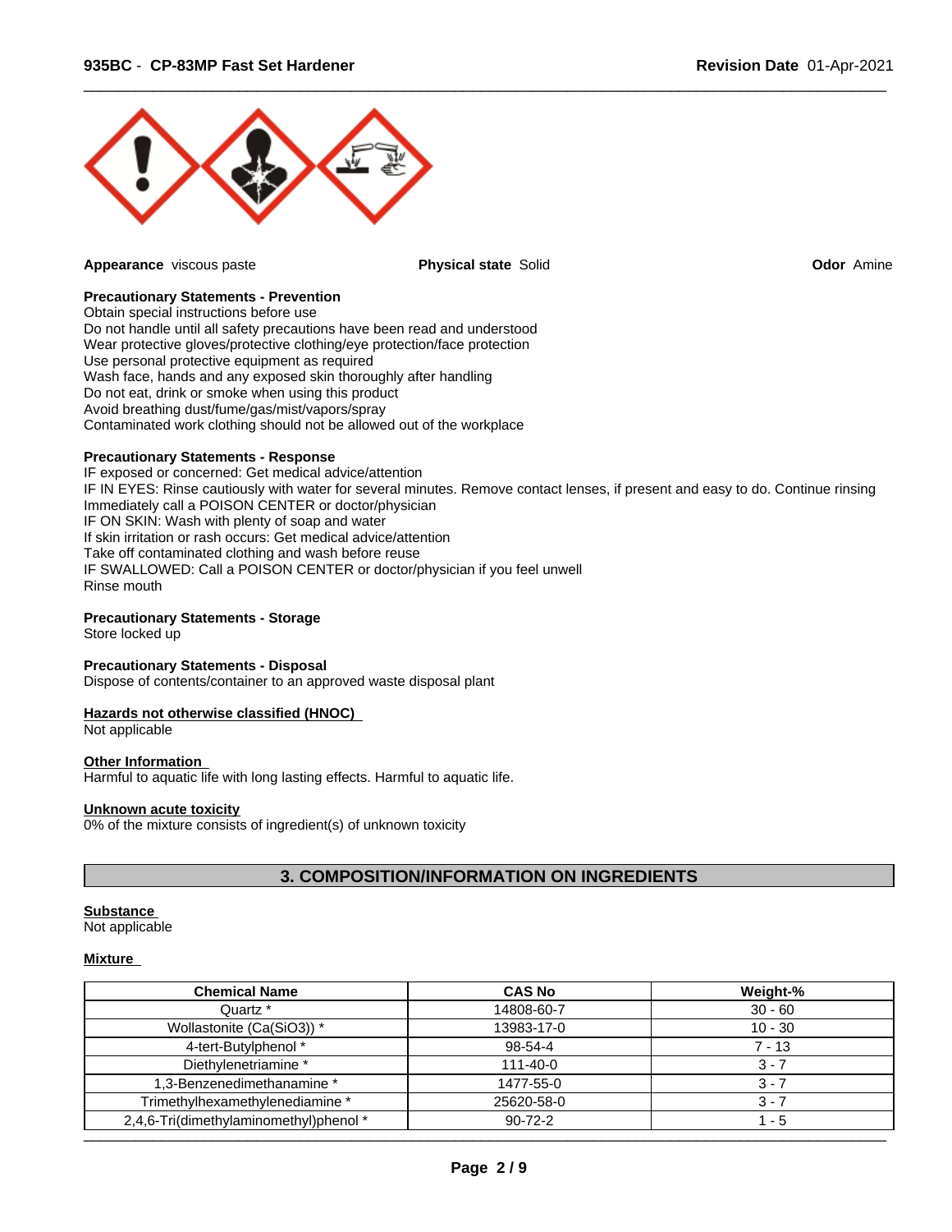**Appearance** viscous paste

**Physical state** Solid

**Odor** Amine

**Precautionary Statements - Prevention**
Obtain special instructions before use
Do not handle until all safety precautions have been read and understood
Wear protective gloves/protective clothing/eye protection/face protection
Use personal protective equipment as required
Wash face, hands and any exposed skin thoroughly after handling
Do not eat, drink or smoke when using this product
Avoid breathing dust/fume/gas/mist/vapors/spray
Contaminated work clothing should not be allowed out of the workplace

**Precautionary Statements - Response**
IF exposed or concerned: Get medical advice/attention
IF IN EYES: Rinse cautiously with water for several minutes. Remove contact lenses, if present and easy to do. Continue rinsing
Immediately call a POISON CENTER or doctor/physician
IF ON SKIN: Wash with plenty of soap and water
If skin irritation or rash occurs: Get medical advice/attention
Take off contaminated clothing and wash before reuse
IF SWALLOWED: Call a POISON CENTER or doctor/physician if you feel unwell
Rinse mouth

**Precautionary Statements - Storage**
Store locked up

**Precautionary Statements - Disposal**
Dispose of contents/container to an approved waste disposal plant

**Hazards not otherwise classified (HNOC)**
Not applicable

**Other Information**
Harmful to aquatic life with long lasting effects. Harmful to aquatic life.

**Unknown acute toxicity**
0% of the mixture consists of ingredient(s) of unknown toxicity

## 3. COMPOSITION/INFORMATION ON INGREDIENTS

**Substance**
Not applicable

**Mixture**

| Chemical Name | CAS No | Weight-% |
|---|---|---|
| Quartz * | 14808-60-7 | 30 - 60 |
| Wollastonite (Ca(SiO3)) * | 13983-17-0 | 10 - 30 |
| 4-tert-Butylphenol * | 98-54-4 | 7 - 13 |
| Diethylenetriamine * | 111-40-0 | 3 - 7 |
| 1,3-Benzenedimethanamine * | 1477-55-0 | 3 - 7 |
| Trimethylhexamethylenediamine * | 25620-58-0 | 3 - 7 |
| 2,4,6-Tri(dimethylaminomethyl)phenol * | 90-72-2 | 1 - 5 |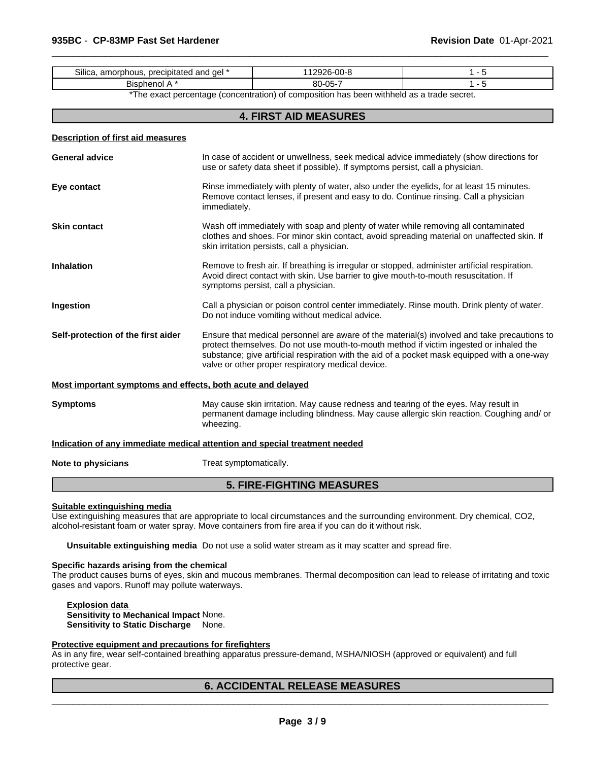| Silica, amorphous, precipitated and gel * | 112926-00-8 | 1 - 5 |
|---|---|---|
| Bisphenol A * | 80-05-7 | 1 - 5 |

*The exact percentage (concentration) of composition has been withheld as a trade secret.

## 4. FIRST AID MEASURES

**Description of first aid measures**

**General advice** In case of accident or unwellness, seek medical advice immediately (show directions for use or safety data sheet if possible). If symptoms persist, call a physician.

**Eye contact** Rinse immediately with plenty of water, also under the eyelids, for at least 15 minutes. Remove contact lenses, if present and easy to do. Continue rinsing. Call a physician immediately.

**Skin contact** Wash off immediately with soap and plenty of water while removing all contaminated clothes and shoes. For minor skin contact, avoid spreading material on unaffected skin. If skin irritation persists, call a physician.

**Inhalation** Remove to fresh air. If breathing is irregular or stopped, administer artificial respiration. Avoid direct contact with skin. Use barrier to give mouth-to-mouth resuscitation. If symptoms persist, call a physician.

**Ingestion** Call a physician or poison control center immediately. Rinse mouth. Drink plenty of water. Do not induce vomiting without medical advice.

**Self-protection of the first aider** Ensure that medical personnel are aware of the material(s) involved and take precautions to protect themselves. Do not use mouth-to-mouth method if victim ingested or inhaled the substance; give artificial respiration with the aid of a pocket mask equipped with a one-way valve or other proper respiratory medical device.

**Most important symptoms and effects, both acute and delayed**

**Symptoms** May cause skin irritation. May cause redness and tearing of the eyes. May result in permanent damage including blindness. May cause allergic skin reaction. Coughing and/ or wheezing.

**Indication of any immediate medical attention and special treatment needed**

**Note to physicians** Treat symptomatically.

## 5. FIRE-FIGHTING MEASURES

**Suitable extinguishing media**

Use extinguishing measures that are appropriate to local circumstances and the surrounding environment. Dry chemical, $CO_2$, alcohol-resistant foam or water spray. Move containers from fire area if you can do it without risk.

**Unsuitable extinguishing media** Do not use a solid water stream as it may scatter and spread fire.

**Specific hazards arising from the chemical**

The product causes burns of eyes, skin and mucous membranes. Thermal decomposition can lead to release of irritating and toxic gases and vapors. Runoff may pollute waterways.

**Explosion data**
**Sensitivity to Mechanical Impact** None.
**Sensitivity to Static Discharge** None.

**Protective equipment and precautions for firefighters**

As in any fire, wear self-contained breathing apparatus pressure-demand, MSHA/NIOSH (approved or equivalent) and full protective gear.

## 6. ACCIDENTAL RELEASE MEASURES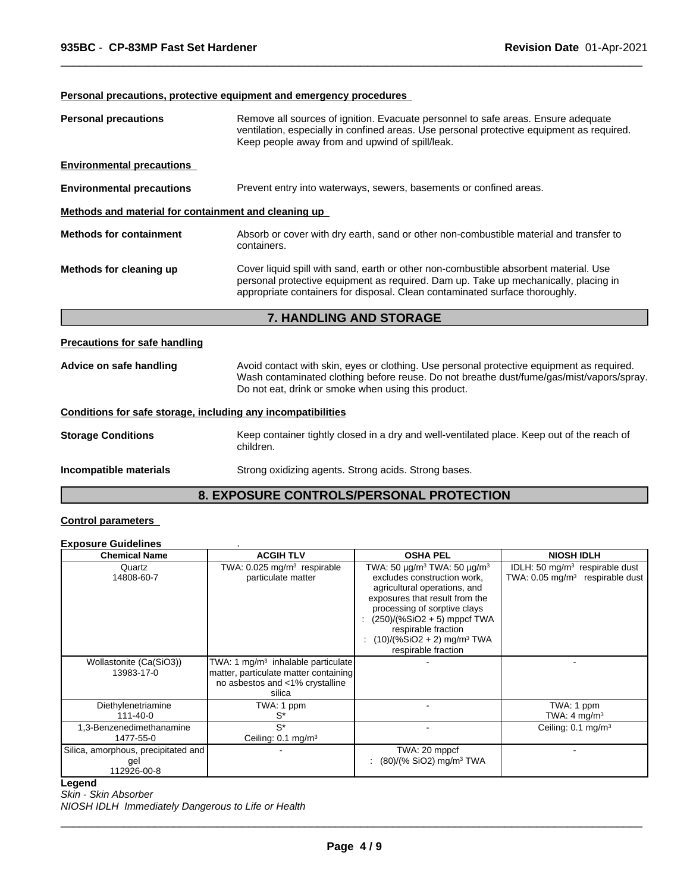**Personal precautions, protective equipment and emergency procedures**

**Personal precautions** Remove all sources of ignition. Evacuate personnel to safe areas. Ensure adequate ventilation, especially in confined areas. Use personal protective equipment as required. Keep people away from and upwind of spill/leak.

**Environmental precautions**

**Environmental precautions** Prevent entry into waterways, sewers, basements or confined areas.

**Methods and material for containment and cleaning up**

**Methods for containment** Absorb or cover with dry earth, sand or other non-combustible material and transfer to containers.

**Methods for cleaning up** Cover liquid spill with sand, earth or other non-combustible absorbent material. Use personal protective equipment as required. Dam up. Take up mechanically, placing in appropriate containers for disposal. Clean contaminated surface thoroughly.

## 7. HANDLING AND STORAGE

**Precautions for safe handling**

**Advice on safe handling** Avoid contact with skin, eyes or clothing. Use personal protective equipment as required. Wash contaminated clothing before reuse. Do not breathe dust/fume/gas/mist/vapors/spray. Do not eat, drink or smoke when using this product.

**Conditions for safe storage, including any incompatibilities**

**Storage Conditions** Keep container tightly closed in a dry and well-ventilated place. Keep out of the reach of children.

**Incompatible materials** Strong oxidizing agents. Strong acids. Strong bases.

## 8. EXPOSURE CONTROLS/PERSONAL PROTECTION

**Control parameters**

**Exposure Guidelines** .

| Chemical Name | ACGIH TLV | OSHA PEL | NIOSH IDLH |
|---|---|---|---|
| Quartz 14808-60-7 | TWA: 0.025 mg/m³ respirable particulate matter | TWA: 50 µg/m³ TWA: 50 µg/m³ excludes construction work, agricultural operations, and exposures that result from the processing of sorptive clays : (250)/(%SiO2 + 5) mppcf TWA respirable fraction : (10)/(%SiO2 + 2) mg/m³ TWA respirable fraction | IDLH: 50 mg/m³ respirable dust TWA: 0.05 mg/m³ respirable dust |
| Wollastonite (Ca(SiO3)) 13983-17-0 | TWA: 1 mg/m³ inhalable particulate matter, particulate matter containing no asbestos and <1% crystalline silica | - | - |
| Diethylenetriamine 111-40-0 | TWA: 1 ppm S* | - | TWA: 1 ppm TWA: 4 mg/m³ |
| 1,3-Benzenedimethanamine 1477-55-0 | S* Ceiling: 0.1 mg/m³ | - | Ceiling: 0.1 mg/m³ |
| Silica, amorphous, precipitated and gel 112926-00-8 | - | TWA: 20 mppcf : (80)/(% SiO2) mg/m³ TWA | - |

**Legend**

*Skin - Skin Absorber*

*NIOSH IDLH Immediately Dangerous to Life or Health*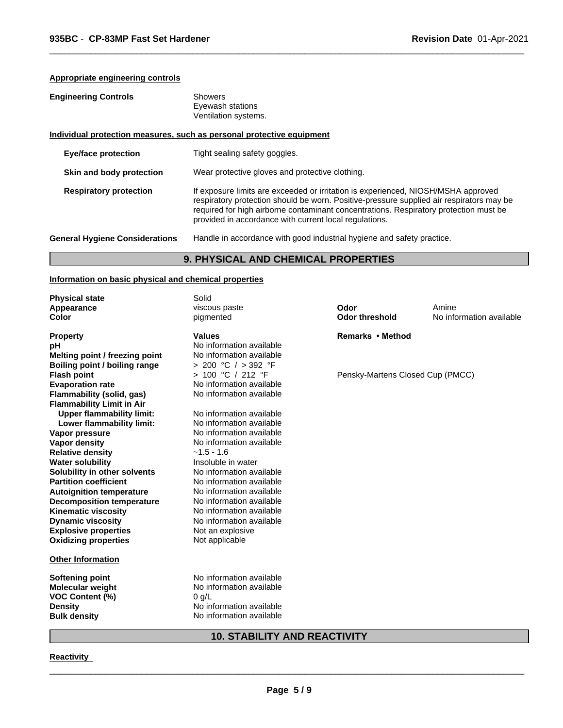**Appropriate engineering controls**

**Engineering Controls**
Showers
Eyewash stations
Ventilation systems.

**Individual protection measures, such as personal protective equipment**

**Eye/face protection** Tight sealing safety goggles.

**Skin and body protection** Wear protective gloves and protective clothing.

**Respiratory protection** If exposure limits are exceeded or irritation is experienced, NIOSH/MSHA approved respiratory protection should be worn. Positive-pressure supplied air respirators may be required for high airborne contaminant concentrations. Respiratory protection must be provided in accordance with current local regulations.

**General Hygiene Considerations** Handle in accordance with good industrial hygiene and safety practice.

## 9. PHYSICAL AND CHEMICAL PROPERTIES

**Information on basic physical and chemical properties**

| | | | |
|---|---|---|---|
| **Physical state** | Solid | | |
| **Appearance** | viscous paste | **Odor** | Amine |
| **Color** | pigmented | **Odor threshold** | No information available |

| **Property** | **Values** | **Remarks • Method** |
|---|---|---|
| **pH** | No information available | |
| **Melting point / freezing point** | No information available | |
| **Boiling point / boiling range** | > 200 °C / > 392 °F | |
| **Flash point** | > 100 °C / 212 °F | Pensky-Martens Closed Cup (PMCC) |
| **Evaporation rate** | No information available | |
| **Flammability (solid, gas)** | No information available | |
| **Flammability Limit in Air** | | |
| **Upper flammability limit:** | No information available | |
| **Lower flammability limit:** | No information available | |
| **Vapor pressure** | No information available | |
| **Vapor density** | No information available | |
| **Relative density** | ~1.5 - 1.6 | |
| **Water solubility** | Insoluble in water | |
| **Solubility in other solvents** | No information available | |
| **Partition coefficient** | No information available | |
| **Autoignition temperature** | No information available | |
| **Decomposition temperature** | No information available | |
| **Kinematic viscosity** | No information available | |
| **Dynamic viscosity** | No information available | |
| **Explosive properties** | Not an explosive | |
| **Oxidizing properties** | Not applicable | |

**Other Information**

| | |
|---|---|
| **Softening point** | No information available |
| **Molecular weight** | No information available |
| **VOC Content (%)** | 0 g/L |
| **Density** | No information available |
| **Bulk density** | No information available |

## 10. STABILITY AND REACTIVITY

**Reactivity**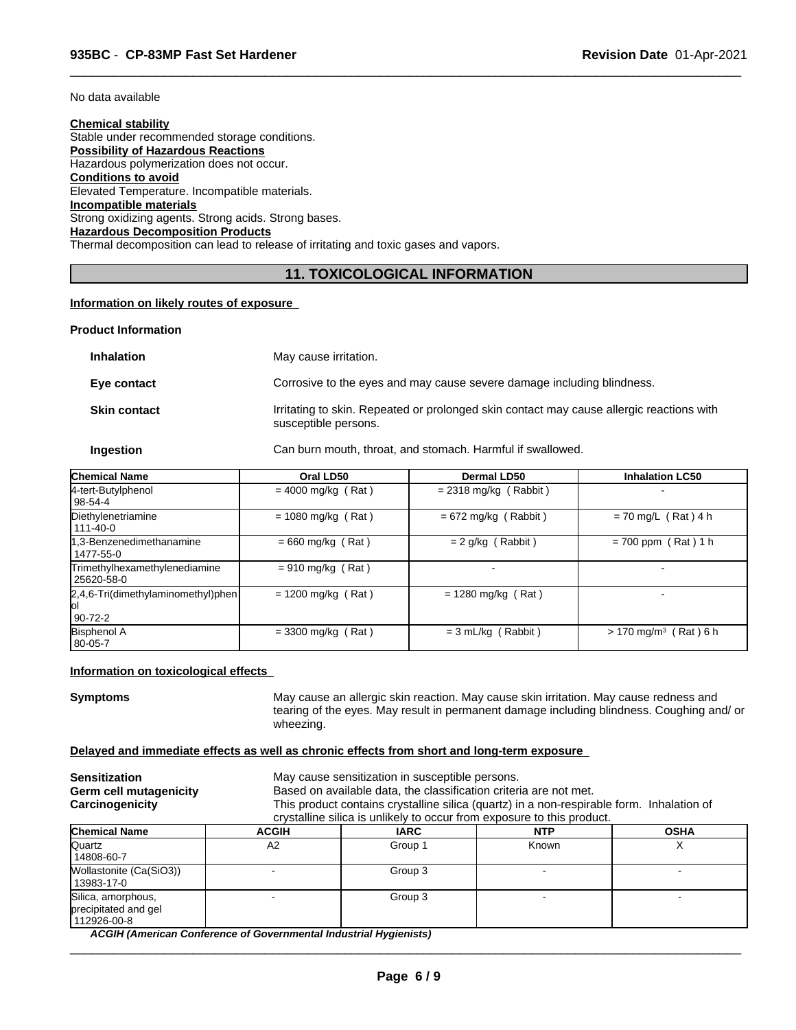No data available

**Chemical stability**
Stable under recommended storage conditions.
**Possibility of Hazardous Reactions**
Hazardous polymerization does not occur.
**Conditions to avoid**
Elevated Temperature. Incompatible materials.
**Incompatible materials**
Strong oxidizing agents. Strong acids. Strong bases.
**Hazardous Decomposition Products**
Thermal decomposition can lead to release of irritating and toxic gases and vapors.

## 11. TOXICOLOGICAL INFORMATION

**Information on likely routes of exposure**

**Product Information**

**Inhalation** May cause irritation.

**Eye contact** Corrosive to the eyes and may cause severe damage including blindness.

**Skin contact** Irritating to skin. Repeated or prolonged skin contact may cause allergic reactions with susceptible persons.

**Ingestion** Can burn mouth, throat, and stomach. Harmful if swallowed.

| Chemical Name | Oral LD50 | Dermal LD50 | Inhalation LC50 |
|---|---|---|---|
| 4-tert-Butylphenol 98-54-4 | = 4000 mg/kg ( Rat ) | = 2318 mg/kg ( Rabbit ) | - |
| Diethylenetriamine 111-40-0 | = 1080 mg/kg ( Rat ) | = 672 mg/kg ( Rabbit ) | = 70 mg/L ( Rat ) 4 h |
| 1,3-Benzenedimethanamine 1477-55-0 | = 660 mg/kg ( Rat ) | = 2 g/kg ( Rabbit ) | = 700 ppm ( Rat ) 1 h |
| Trimethylhexamethylenediamine 25620-58-0 | = 910 mg/kg ( Rat ) | - | - |
| 2,4,6-Tri(dimethylaminomethyl)phenol 90-72-2 | = 1200 mg/kg ( Rat ) | = 1280 mg/kg ( Rat ) | - |
| Bisphenol A 80-05-7 | = 3300 mg/kg ( Rat ) | = 3 mL/kg ( Rabbit ) | > 170 mg/m³ ( Rat ) 6 h |

**Information on toxicological effects**

**Symptoms** May cause an allergic skin reaction. May cause skin irritation. May cause redness and tearing of the eyes. May result in permanent damage including blindness. Coughing and/ or wheezing.

**Delayed and immediate effects as well as chronic effects from short and long-term exposure**

**Sensitization** May cause sensitization in susceptible persons.
**Germ cell mutagenicity** Based on available data, the classification criteria are not met.
**Carcinogenicity** This product contains crystalline silica (quartz) in a non-respirable form. Inhalation of crystalline silica is unlikely to occur from exposure to this product.

| Chemical Name | ACGIH | IARC | NTP | OSHA |
|---|---|---|---|---|
| Quartz 14808-60-7 | A2 | Group 1 | Known | X |
| Wollastonite (Ca(SiO3)) 13983-17-0 | - | Group 3 | - | - |
| Silica, amorphous, precipitated and gel 112926-00-8 | - | Group 3 | - | - |

*ACGIH (American Conference of Governmental Industrial Hygienists)*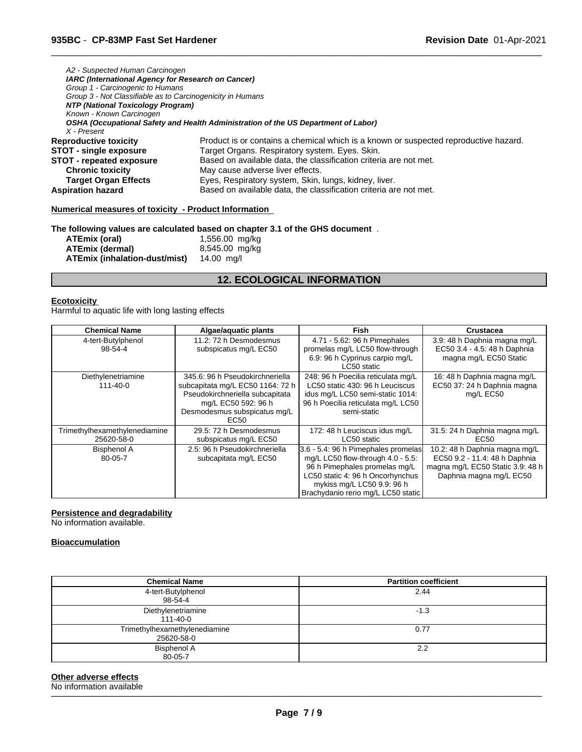*A2 - Suspected Human Carcinogen*
***IARC (International Agency for Research on Cancer)***
*Group 1 - Carcinogenic to Humans*
*Group 3 - Not Classifiable as to Carcinogenicity in Humans*
***NTP (National Toxicology Program)***
*Known - Known Carcinogen*
***OSHA (Occupational Safety and Health Administration of the US Department of Labor)***
*X - Present*

**Reproductive toxicity** Product is or contains a chemical which is a known or suspected reproductive hazard.
**STOT - single exposure** Target Organs. Respiratory system. Eyes. Skin.
**STOT - repeated exposure** Based on available data, the classification criteria are not met.
**Chronic toxicity** May cause adverse liver effects.
**Target Organ Effects** Eyes, Respiratory system, Skin, lungs, kidney, liver.
**Aspiration hazard** Based on available data, the classification criteria are not met.

**Numerical measures of toxicity - Product Information**

**The following values are calculated based on chapter 3.1 of the GHS document** .

**ATEmix (oral)** 1,556.00 mg/kg
**ATEmix (dermal)** 8,545.00 mg/kg
**ATEmix (inhalation-dust/mist)** 14.00 mg/l

## 12. ECOLOGICAL INFORMATION

**Ecotoxicity**
Harmful to aquatic life with long lasting effects

| Chemical Name | Algae/aquatic plants | Fish | Crustacea |
|---|---|---|---|
| 4-tert-Butylphenol 98-54-4 | 11.2: 72 h Desmodesmus subspicatus mg/L EC50 | 4.71 - 5.62: 96 h Pimephales promelas mg/L LC50 flow-through 6.9: 96 h Cyprinus carpio mg/L LC50 static | 3.9: 48 h Daphnia magna mg/L EC50 3.4 - 4.5: 48 h Daphnia magna mg/L EC50 Static |
| Diethylenetriamine 111-40-0 | 345.6: 96 h Pseudokirchneriella subcapitata mg/L EC50 1164: 72 h Pseudokirchneriella subcapitata mg/L EC50 592: 96 h Desmodesmus subspicatus mg/L EC50 | 248: 96 h Poecilia reticulata mg/L LC50 static 430: 96 h Leuciscus idus mg/L LC50 semi-static 1014: 96 h Poecilia reticulata mg/L LC50 semi-static | 16: 48 h Daphnia magna mg/L EC50 37: 24 h Daphnia magna mg/L EC50 |
| Trimethylhexamethylenediamine 25620-58-0 | 29.5: 72 h Desmodesmus subspicatus mg/L EC50 | 172: 48 h Leuciscus idus mg/L LC50 static | 31.5: 24 h Daphnia magna mg/L EC50 |
| Bisphenol A 80-05-7 | 2.5: 96 h Pseudokirchneriella subcapitata mg/L EC50 | 3.6 - 5.4: 96 h Pimephales promelas mg/L LC50 flow-through 4.0 - 5.5: 96 h Pimephales promelas mg/L LC50 static 4: 96 h Oncorhynchus mykiss mg/L LC50 9.9: 96 h Brachydanio rerio mg/L LC50 static | 10.2: 48 h Daphnia magna mg/L EC50 9.2 - 11.4: 48 h Daphnia magna mg/L EC50 Static 3.9: 48 h Daphnia magna mg/L EC50 |

**Persistence and degradability**
No information available.

**Bioaccumulation**

| Chemical Name | Partition coefficient |
|---|---|
| 4-tert-Butylphenol 98-54-4 | 2.44 |
| Diethylenetriamine 111-40-0 | -1.3 |
| Trimethylhexamethylenediamine 25620-58-0 | 0.77 |
| Bisphenol A 80-05-7 | 2.2 |

**Other adverse effects**
No information available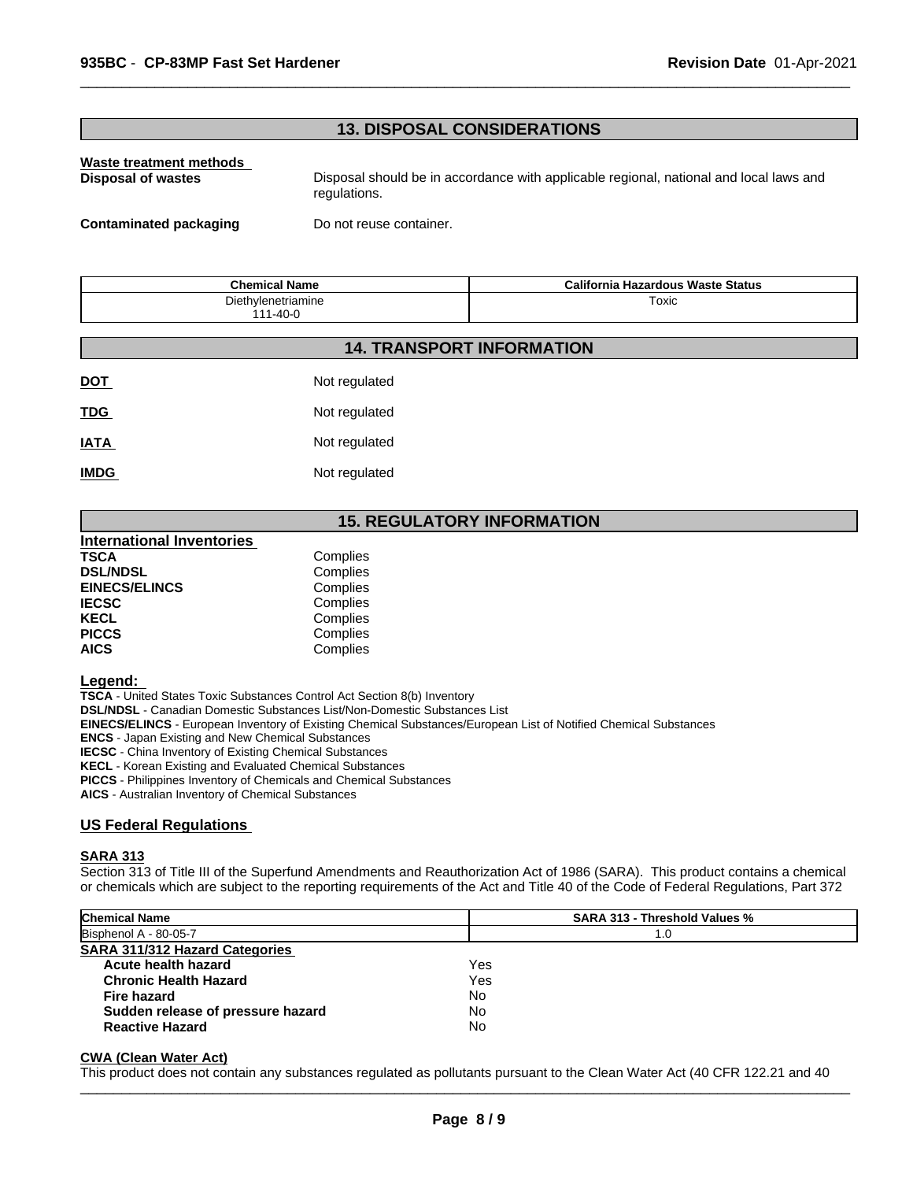## 13. DISPOSAL CONSIDERATIONS

**Waste treatment methods**

**Disposal of wastes** Disposal should be in accordance with applicable regional, national and local laws and regulations.

**Contaminated packaging** Do not reuse container.

| Chemical Name | California Hazardous Waste Status |
|---|---|
| Diethylenetriamine 111-40-0 | Toxic |

## 14. TRANSPORT INFORMATION

**DOT** Not regulated

**TDG** Not regulated

**IATA** Not regulated

**IMDG** Not regulated

## 15. REGULATORY INFORMATION

**International Inventories**

| | |
|---|---|
| **TSCA** | Complies |
| **DSL/NDSL** | Complies |
| **EINECS/ELINCS** | Complies |
| **IECSC** | Complies |
| **KECL** | Complies |
| **PICCS** | Complies |
| **AICS** | Complies |

**Legend:**

**TSCA** - United States Toxic Substances Control Act Section 8(b) Inventory
**DSL/NDSL** - Canadian Domestic Substances List/Non-Domestic Substances List
**EINECS/ELINCS** - European Inventory of Existing Chemical Substances/European List of Notified Chemical Substances
**ENCS** - Japan Existing and New Chemical Substances
**IECSC** - China Inventory of Existing Chemical Substances
**KECL** - Korean Existing and Evaluated Chemical Substances
**PICCS** - Philippines Inventory of Chemicals and Chemical Substances
**AICS** - Australian Inventory of Chemical Substances

### US Federal Regulations

**SARA 313**

Section 313 of Title III of the Superfund Amendments and Reauthorization Act of 1986 (SARA). This product contains a chemical or chemicals which are subject to the reporting requirements of the Act and Title 40 of the Code of Federal Regulations, Part 372

| Chemical Name | SARA 313 - Threshold Values % |
|---|---|
| Bisphenol A - 80-05-7 | 1.0 |

**SARA 311/312 Hazard Categories**

| | |
|---|---|
| **Acute health hazard** | Yes |
| **Chronic Health Hazard** | Yes |
| **Fire hazard** | No |
| **Sudden release of pressure hazard** | No |
| **Reactive Hazard** | No |

**CWA (Clean Water Act)**

This product does not contain any substances regulated as pollutants pursuant to the Clean Water Act (40 CFR 122.21 and 40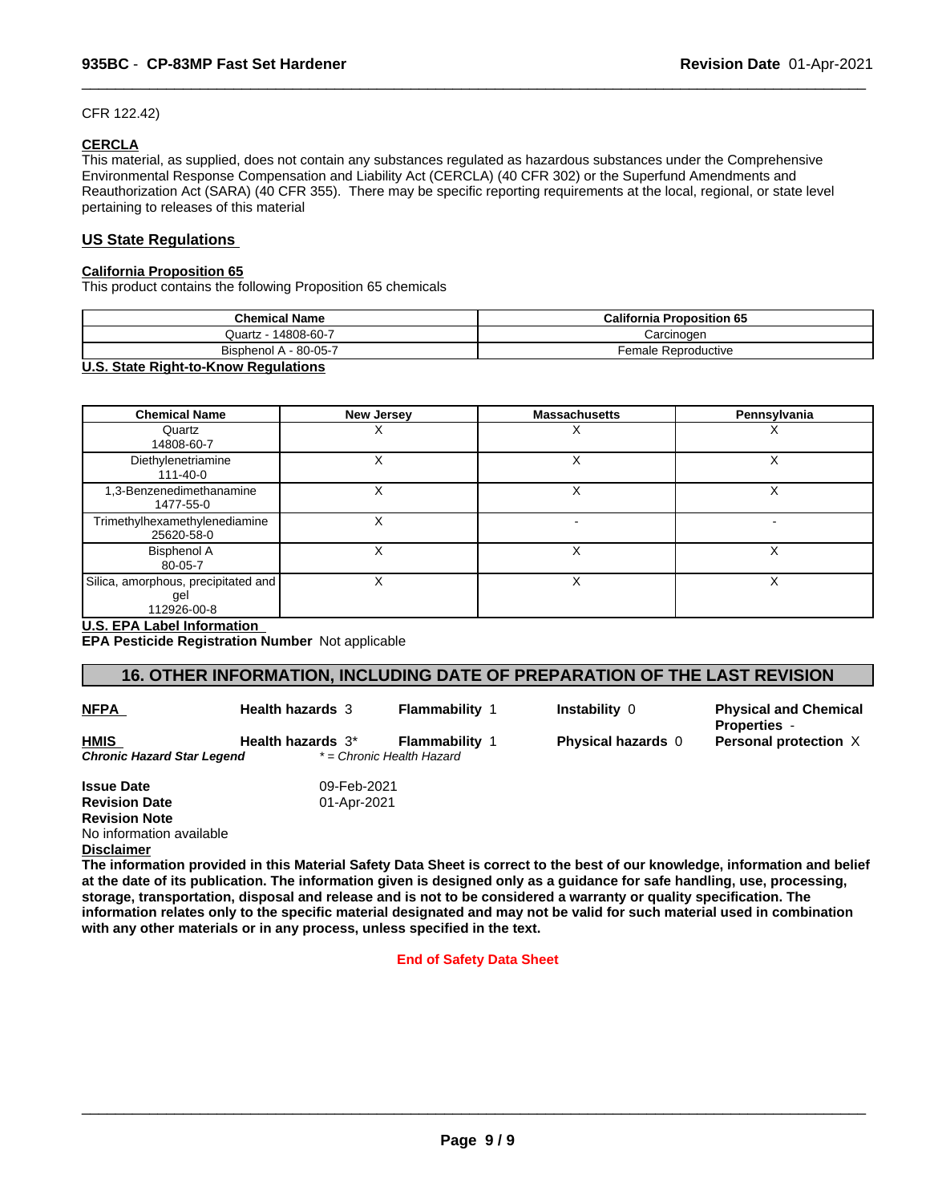CFR 122.42)

**CERCLA**

This material, as supplied, does not contain any substances regulated as hazardous substances under the Comprehensive Environmental Response Compensation and Liability Act (CERCLA) (40 CFR 302) or the Superfund Amendments and Reauthorization Act (SARA) (40 CFR 355). There may be specific reporting requirements at the local, regional, or state level pertaining to releases of this material

## US State Regulations

**California Proposition 65**

This product contains the following Proposition 65 chemicals

| Chemical Name | California Proposition 65 |
|---|---|
| Quartz - 14808-60-7 | Carcinogen |
| Bisphenol A - 80-05-7 | Female Reproductive |

**U.S. State Right-to-Know Regulations**

| Chemical Name | New Jersey | Massachusetts | Pennsylvania |
|---|---|---|---|
| Quartz<br>14808-60-7 | X | X | X |
| Diethylenetriamine<br>111-40-0 | X | X | X |
| 1,3-Benzenedimethanamine<br>1477-55-0 | X | X | X |
| Trimethylhexamethylenediamine<br>25620-58-0 | X | - | - |
| Bisphenol A<br>80-05-7 | X | X | X |
| Silica, amorphous, precipitated and gel<br>112926-00-8 | X | X | X |

**U.S. EPA Label Information**

**EPA Pesticide Registration Number** Not applicable

## 16. OTHER INFORMATION, INCLUDING DATE OF PREPARATION OF THE LAST REVISION

| | | | | |
|---|---|---|---|---|
| **NFPA** | **Health hazards** 3 | **Flammability** 1 | **Instability** 0 | **Physical and Chemical Properties** - |
| **HMIS** | **Health hazards** 3* | **Flammability** 1 | **Physical hazards** 0 | **Personal protection** X |

***Chronic Hazard Star Legend*** *\* = Chronic Health Hazard*

**Issue Date** 09-Feb-2021

**Revision Date** 01-Apr-2021

**Revision Note**

No information available

**Disclaimer**

**The information provided in this Material Safety Data Sheet is correct to the best of our knowledge, information and belief at the date of its publication. The information given is designed only as a guidance for safe handling, use, processing, storage, transportation, disposal and release and is not to be considered a warranty or quality specification. The information relates only to the specific material designated and may not be valid for such material used in combination with any other materials or in any process, unless specified in the text.**

**End of Safety Data Sheet**